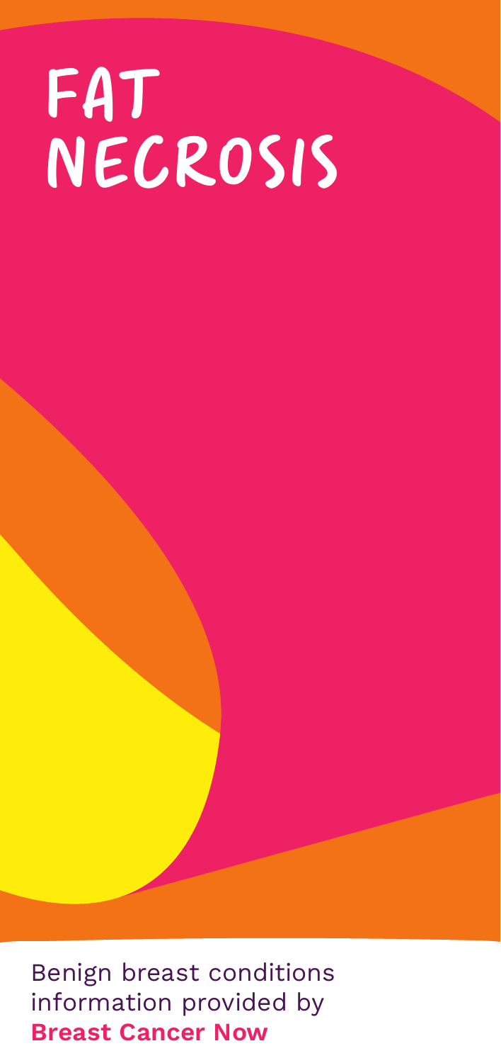# FAT NECROSIS

Benign breast conditions information provided by **Breast Cancer Now**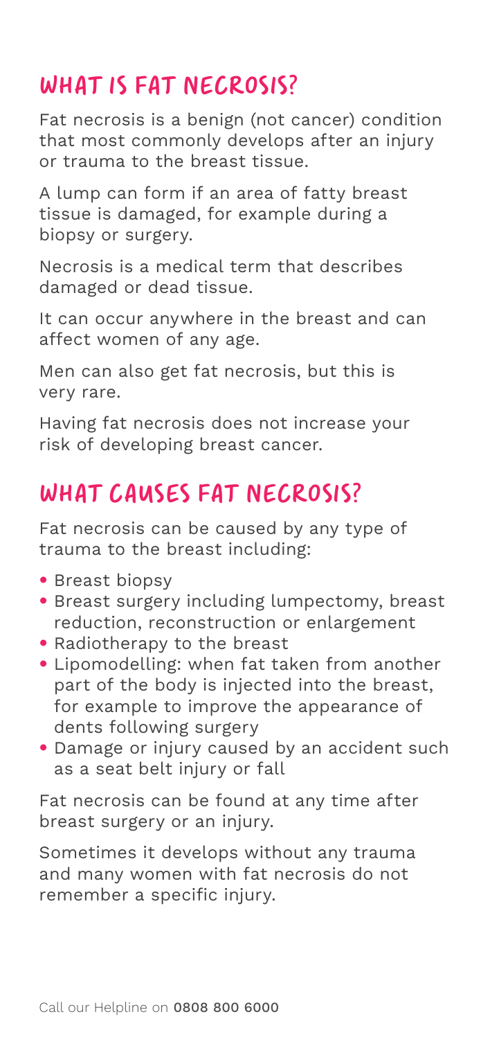## What is fat necrosis?

Fat necrosis is a benign (not cancer) condition that most commonly develops after an injury or trauma to the breast tissue.

A lump can form if an area of fatty breast tissue is damaged, for example during a biopsy or surgery.

Necrosis is a medical term that describes damaged or dead tissue.

It can occur anywhere in the breast and can affect women of any age.

Men can also get fat necrosis, but this is very rare.

Having fat necrosis does not increase your risk of developing breast cancer.

## What causes fat necrosis?

Fat necrosis can be caused by any type of trauma to the breast including:

- Breast biopsy
- Breast surgery including lumpectomy, breast reduction, reconstruction or enlargement
- Radiotherapy to the breast
- Lipomodelling: when fat taken from another part of the body is injected into the breast, for example to improve the appearance of dents following surgery
- Damage or injury caused by an accident such as a seat belt injury or fall

Fat necrosis can be found at any time after breast surgery or an injury.

Sometimes it develops without any trauma and many women with fat necrosis do not remember a specific injury.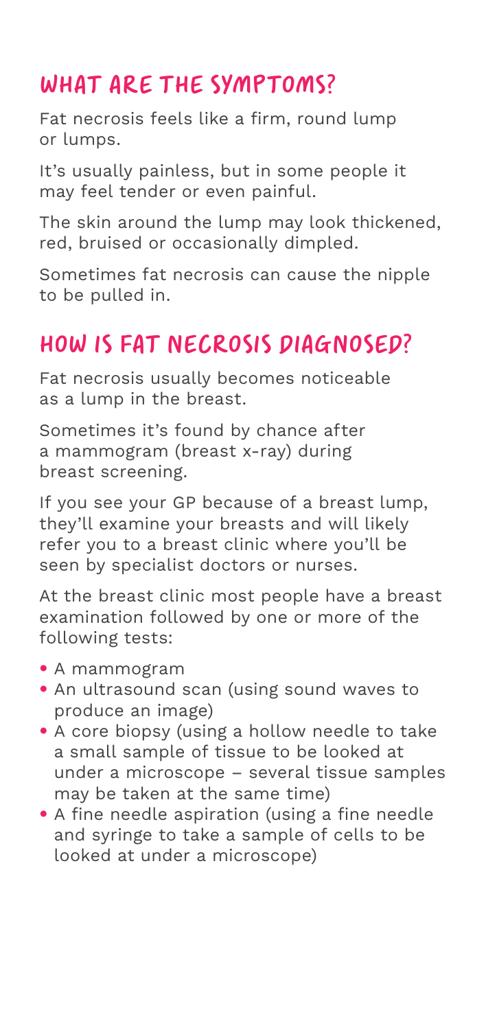## WHAT ARE THE SYMPTOMS?

Fat necrosis feels like a firm, round lump or lumps.

It's usually painless, but in some people it may feel tender or even painful.

The skin around the lump may look thickened, red, bruised or occasionally dimpled.

Sometimes fat necrosis can cause the nipple to be pulled in.

## HOW IS FAT NECROSIS DIAGNOSED?

Fat necrosis usually becomes noticeable as a lump in the breast.

Sometimes it's found by chance after a mammogram (breast x-ray) during breast screening.

If you see your GP because of a breast lump, they'll examine your breasts and will likely refer you to a breast clinic where you'll be seen by specialist doctors or nurses.

At the breast clinic most people have a breast examination followed by one or more of the following tests:

- A mammogram
- An ultrasound scan (using sound waves to produce an image)
- A core biopsy (using a hollow needle to take a small sample of tissue to be looked at under a microscope – several tissue samples may be taken at the same time)
- A fine needle aspiration (using a fine needle and syringe to take a sample of cells to be looked at under a microscope)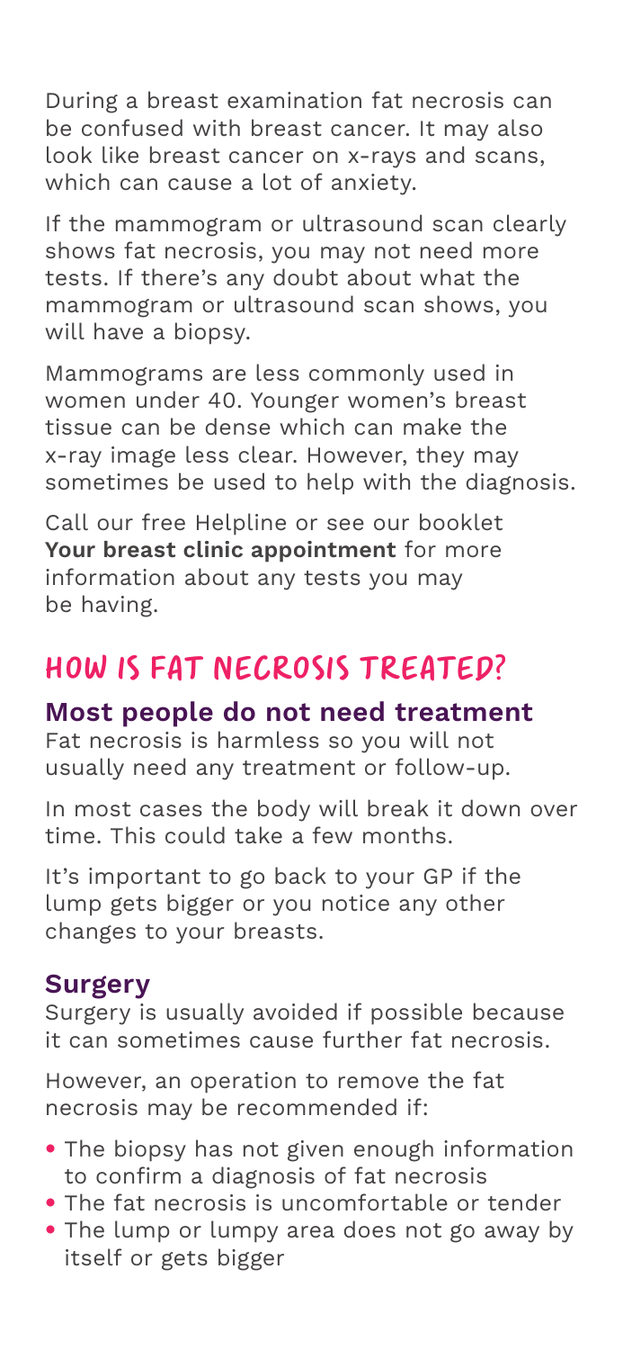During a breast examination fat necrosis can be confused with breast cancer. It may also look like breast cancer on x-rays and scans, which can cause a lot of anxiety.

If the mammogram or ultrasound scan clearly shows fat necrosis, you may not need more tests. If there's any doubt about what the mammogram or ultrasound scan shows, you will have a biopsy.

Mammograms are less commonly used in women under 40. Younger women's breast tissue can be dense which can make the x-ray image less clear. However, they may sometimes be used to help with the diagnosis.

Call our free Helpline or see our booklet **Your breast clinic appointment** for more information about any tests you may be having.

## HOW IS FAT NECROSIS TREATED?

### Most people do not need treatment

Fat necrosis is harmless so you will not usually need any treatment or follow-up.

In most cases the body will break it down over time. This could take a few months.

It's important to go back to your GP if the lump gets bigger or you notice any other changes to your breasts.

### Surgery

Surgery is usually avoided if possible because it can sometimes cause further fat necrosis.

However, an operation to remove the fat necrosis may be recommended if:

- The biopsy has not given enough information to confirm a diagnosis of fat necrosis
- The fat necrosis is uncomfortable or tender
- The lump or lumpy area does not go away by itself or gets bigger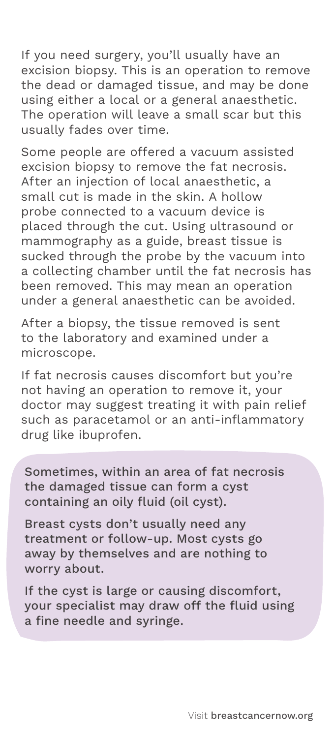If you need surgery, you'll usually have an excision biopsy. This is an operation to remove the dead or damaged tissue, and may be done using either a local or a general anaesthetic. The operation will leave a small scar but this usually fades over time.

Some people are offered a vacuum assisted excision biopsy to remove the fat necrosis. After an injection of local anaesthetic, a small cut is made in the skin. A hollow probe connected to a vacuum device is placed through the cut. Using ultrasound or mammography as a guide, breast tissue is sucked through the probe by the vacuum into a collecting chamber until the fat necrosis has been removed. This may mean an operation under a general anaesthetic can be avoided.

After a biopsy, the tissue removed is sent to the laboratory and examined under a microscope.

If fat necrosis causes discomfort but you're not having an operation to remove it, your doctor may suggest treating it with pain relief such as paracetamol or an anti-inflammatory drug like ibuprofen.

Sometimes, within an area of fat necrosis the damaged tissue can form a cyst containing an oily fluid (oil cyst).

Breast cysts don't usually need any treatment or follow-up. Most cysts go away by themselves and are nothing to worry about.

If the cyst is large or causing discomfort, your specialist may draw off the fluid using a fine needle and syringe.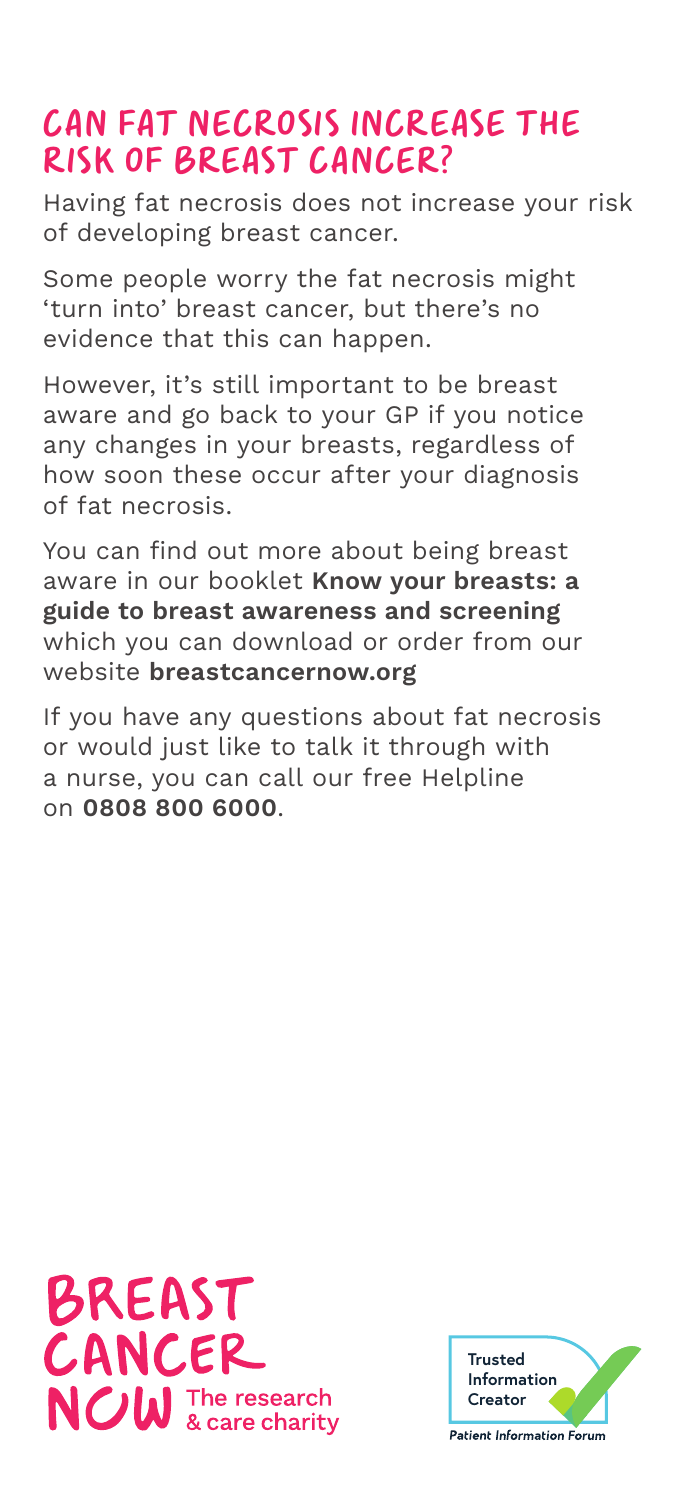## CAN FAT NECROSIS INCREASE THE RISK OF BREAST CANCER?

Having fat necrosis does not increase your risk of developing breast cancer.

Some people worry the fat necrosis might 'turn into' breast cancer, but there's no evidence that this can happen.

However, it's still important to be breast aware and go back to your GP if you notice any changes in your breasts, regardless of how soon these occur after your diagnosis of fat necrosis.

You can find out more about being breast aware in our booklet **Know your breasts: a guide to breast awareness and screening** which you can download or order from our website **breastcancernow.org**

If you have any questions about fat necrosis or would just like to talk it through with a nurse, you can call our free Helpline on **0808 800 6000**.

BREAST CANCER NOW The research & care charity

Trusted Information Creator

Patient Information Forum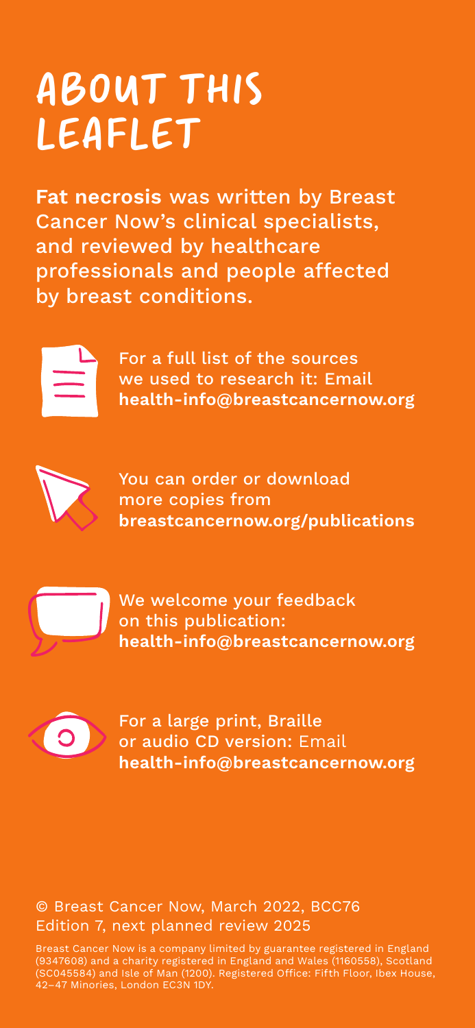# ABOUT THIS LEAFLET

**Fat necrosis** was written by Breast Cancer Now's clinical specialists, and reviewed by healthcare professionals and people affected by breast conditions.

For a full list of the sources we used to research it: Email **health-info@breastcancernow.org**

You can order or download more copies from **breastcancernow.org/publications**

We welcome your feedback on this publication: **health-info@breastcancernow.org**

For a large print, Braille or audio CD version: Email **health-info@breastcancernow.org**

© Breast Cancer Now, March 2022, BCC76
Edition 7, next planned review 2025

Breast Cancer Now is a company limited by guarantee registered in England (9347608) and a charity registered in England and Wales (1160558), Scotland (SC045584) and Isle of Man (1200). Registered Office: Fifth Floor, Ibex House, 42–47 Minories, London EC3N 1DY.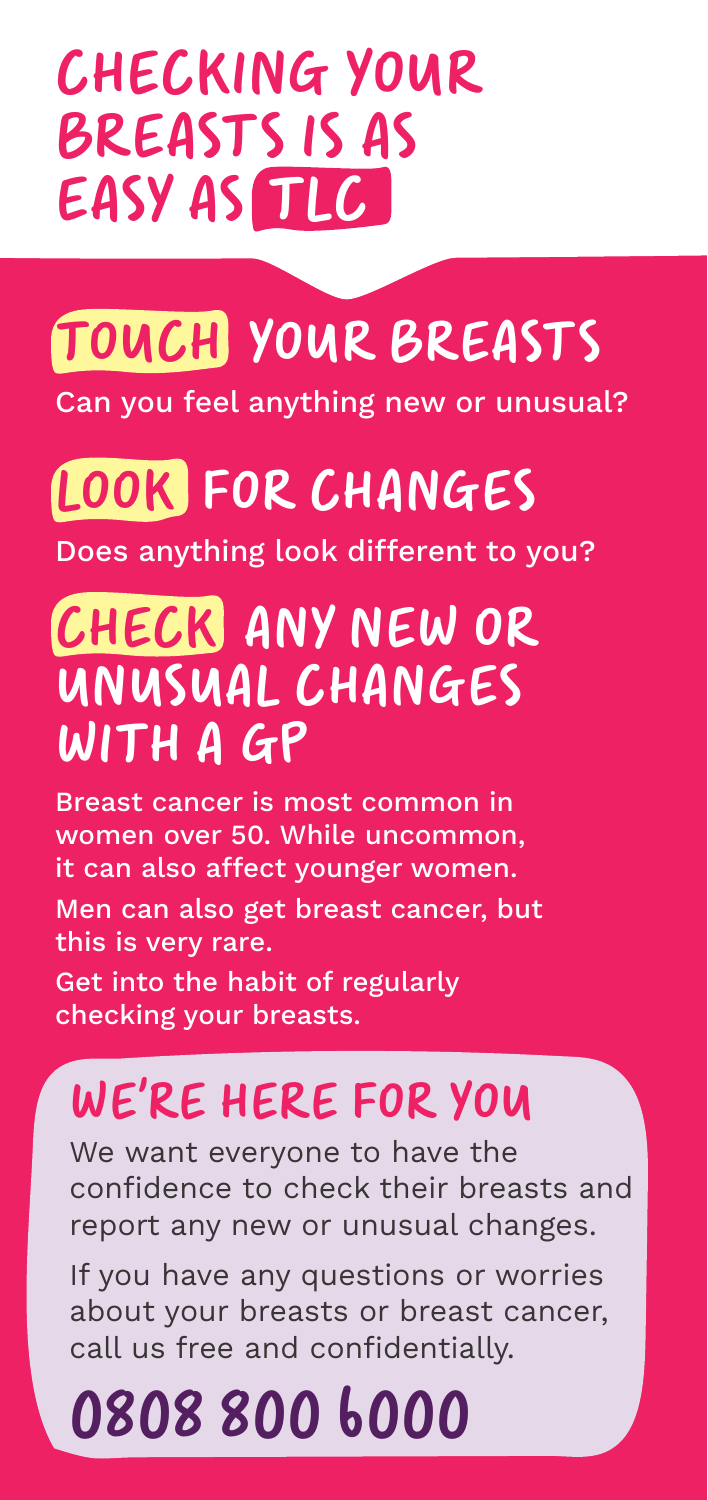# CHECKING YOUR BREASTS IS AS EASY AS TLC

## TOUCH YOUR BREASTS

Can you feel anything new or unusual?

## LOOK FOR CHANGES

Does anything look different to you?

## CHECK ANY NEW OR UNUSUAL CHANGES WITH A GP

Breast cancer is most common in women over 50. While uncommon, it can also affect younger women.

Men can also get breast cancer, but this is very rare.

Get into the habit of regularly checking your breasts.

## WE'RE HERE FOR YOU

We want everyone to have the confidence to check their breasts and report any new or unusual changes.

If you have any questions or worries about your breasts or breast cancer, call us free and confidentially.

# 0808 800 6000